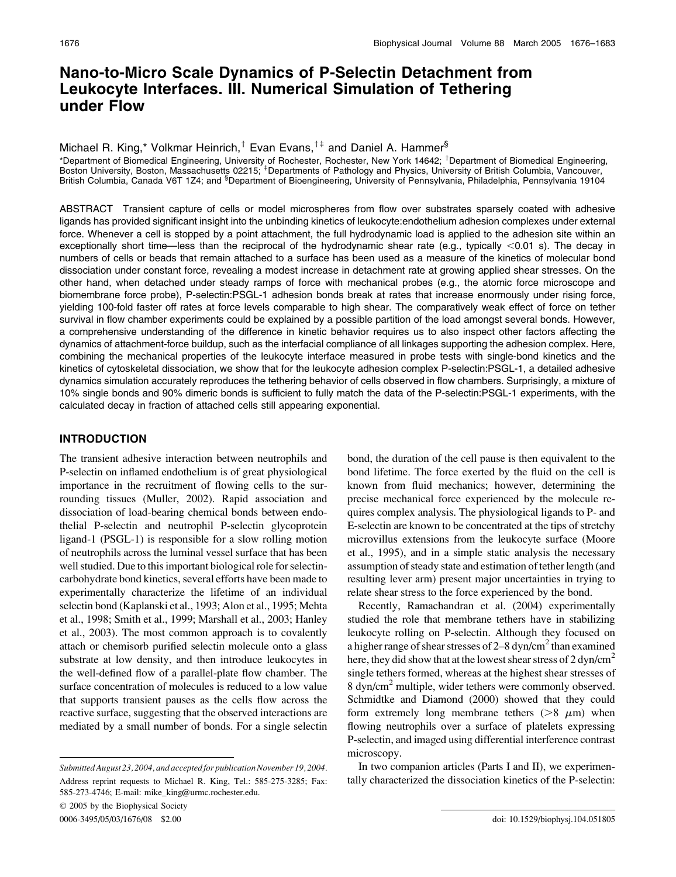# Nano-to-Micro Scale Dynamics of P-Selectin Detachment from Leukocyte Interfaces. III. Numerical Simulation of Tethering under Flow

Michael R. King,* Volkmar Heinrich,[†] Evan Evans,[†‡] and Daniel A. Hammer[§]

*Department of Biomedical Engineering, University of Rochester, Rochester, New York 14642; [†]Department of Biomedical Engineering, Boston University, Boston, Massachusetts 02215; [‡]Departments of Pathology and Physics, University of British Columbia, Vancouver, British Columbia, Canada V6T 1Z4; and [§]Department of Bioengineering, University of Pennsylvania, Philadelphia, Pennsylvania 19104

ABSTRACT Transient capture of cells or model microspheres from flow over substrates sparsely coated with adhesive ligands has provided significant insight into the unbinding kinetics of leukocyte:endothelium adhesion complexes under external force. Whenever a cell is stopped by a point attachment, the full hydrodynamic load is applied to the adhesion site within an exceptionally short time—less than the reciprocal of the hydrodynamic shear rate (e.g., typically <0.01 s). The decay in numbers of cells or beads that remain attached to a surface has been used as a measure of the kinetics of molecular bond dissociation under constant force, revealing a modest increase in detachment rate at growing applied shear stresses. On the other hand, when detached under steady ramps of force with mechanical probes (e.g., the atomic force microscope and biomembrane force probe), P-selectin:PSGL-1 adhesion bonds break at rates that increase enormously under rising force, yielding 100-fold faster off rates at force levels comparable to high shear. The comparatively weak effect of force on tether survival in flow chamber experiments could be explained by a possible partition of the load amongst several bonds. However, a comprehensive understanding of the difference in kinetic behavior requires us to also inspect other factors affecting the dynamics of attachment-force buildup, such as the interfacial compliance of all linkages supporting the adhesion complex. Here, combining the mechanical properties of the leukocyte interface measured in probe tests with single-bond kinetics and the kinetics of cytoskeletal dissociation, we show that for the leukocyte adhesion complex P-selectin:PSGL-1, a detailed adhesive dynamics simulation accurately reproduces the tethering behavior of cells observed in flow chambers. Surprisingly, a mixture of 10% single bonds and 90% dimeric bonds is sufficient to fully match the data of the P-selectin:PSGL-1 experiments, with the calculated decay in fraction of attached cells still appearing exponential.

## INTRODUCTION

The transient adhesive interaction between neutrophils and P-selectin on inflamed endothelium is of great physiological importance in the recruitment of flowing cells to the surrounding tissues (Muller, 2002). Rapid association and dissociation of load-bearing chemical bonds between endothelial P-selectin and neutrophil P-selectin glycoprotein ligand-1 (PSGL-1) is responsible for a slow rolling motion of neutrophils across the luminal vessel surface that has been well studied. Due to this important biological role for selectin-carbohydrate bond kinetics, several efforts have been made to experimentally characterize the lifetime of an individual selectin bond (Kaplanski et al., 1993; Alon et al., 1995; Mehta et al., 1998; Smith et al., 1999; Marshall et al., 2003; Hanley et al., 2003). The most common approach is to covalently attach or chemisorb purified selectin molecule onto a glass substrate at low density, and then introduce leukocytes in the well-defined flow of a parallel-plate flow chamber. The surface concentration of molecules is reduced to a low value that supports transient pauses as the cells flow across the reactive surface, suggesting that the observed interactions are mediated by a small number of bonds. For a single selectin bond, the duration of the cell pause is then equivalent to the bond lifetime. The force exerted by the fluid on the cell is known from fluid mechanics; however, determining the precise mechanical force experienced by the molecule requires complex analysis. The physiological ligands to P- and E-selectin are known to be concentrated at the tips of stretchy microvillus extensions from the leukocyte surface (Moore et al., 1995), and in a simple static analysis the necessary assumption of steady state and estimation of tether length (and resulting lever arm) present major uncertainties in trying to relate shear stress to the force experienced by the bond.

Recently, Ramachandran et al. (2004) experimentally studied the role that membrane tethers have in stabilizing leukocyte rolling on P-selectin. Although they focused on a higher range of shear stresses of 2–8 dyn/cm$^2$ than examined here, they did show that at the lowest shear stress of 2 dyn/cm$^2$ single tethers formed, whereas at the highest shear stresses of 8 dyn/cm$^2$ multiple, wider tethers were commonly observed. Schmidtke and Diamond (2000) showed that they could form extremely long membrane tethers (>8 $\mu$m) when flowing neutrophils over a surface of platelets expressing P-selectin, and imaged using differential interference contrast microscopy.

In two companion articles (Parts I and II), we experimentally characterized the dissociation kinetics of the P-selectin:

*Submitted August 23, 2004, and accepted for publication November 19, 2004.*

Address reprint requests to Michael R. King, Tel.: 585-275-3285; Fax: 585-273-4746; E-mail: mike_king@urmc.rochester.edu.

© 2005 by the Biophysical Society

0006-3495/05/03/1676/08 $2.00

doi: 10.1529/biophysj.104.051805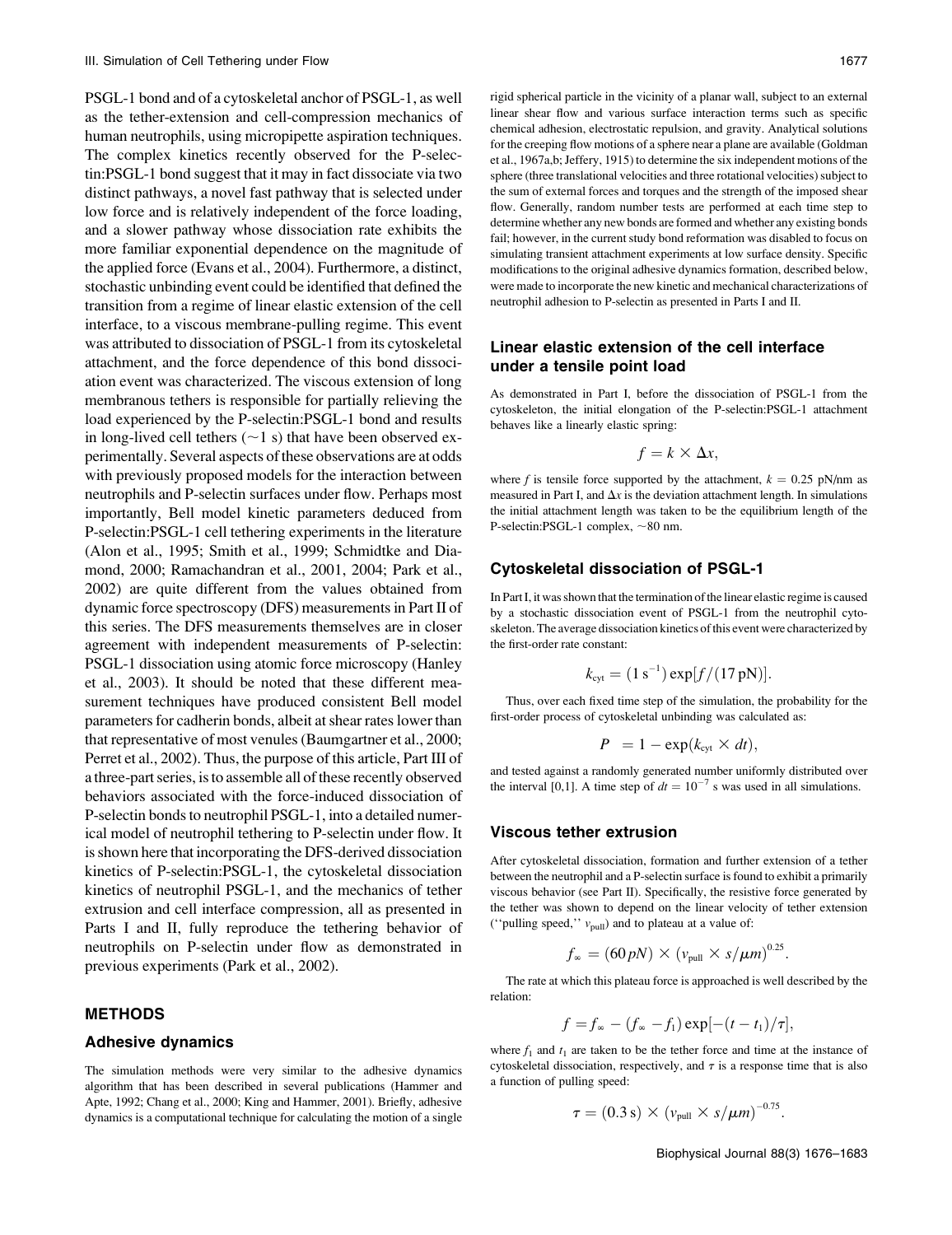PSGL-1 bond and of a cytoskeletal anchor of PSGL-1, as well as the tether-extension and cell-compression mechanics of human neutrophils, using micropipette aspiration techniques. The complex kinetics recently observed for the P-selectin:PSGL-1 bond suggest that it may in fact dissociate via two distinct pathways, a novel fast pathway that is selected under low force and is relatively independent of the force loading, and a slower pathway whose dissociation rate exhibits the more familiar exponential dependence on the magnitude of the applied force (Evans et al., 2004). Furthermore, a distinct, stochastic unbinding event could be identified that defined the transition from a regime of linear elastic extension of the cell interface, to a viscous membrane-pulling regime. This event was attributed to dissociation of PSGL-1 from its cytoskeletal attachment, and the force dependence of this bond dissociation event was characterized. The viscous extension of long membranous tethers is responsible for partially relieving the load experienced by the P-selectin:PSGL-1 bond and results in long-lived cell tethers ($\sim$1 s) that have been observed experimentally. Several aspects of these observations are at odds with previously proposed models for the interaction between neutrophils and P-selectin surfaces under flow. Perhaps most importantly, Bell model kinetic parameters deduced from P-selectin:PSGL-1 cell tethering experiments in the literature (Alon et al., 1995; Smith et al., 1999; Schmidtke and Diamond, 2000; Ramachandran et al., 2001, 2004; Park et al., 2002) are quite different from the values obtained from dynamic force spectroscopy (DFS) measurements in Part II of this series. The DFS measurements themselves are in closer agreement with independent measurements of P-selectin: PSGL-1 dissociation using atomic force microscopy (Hanley et al., 2003). It should be noted that these different measurement techniques have produced consistent Bell model parameters for cadherin bonds, albeit at shear rates lower than that representative of most venules (Baumgartner et al., 2000; Perret et al., 2002). Thus, the purpose of this article, Part III of a three-part series, is to assemble all of these recently observed behaviors associated with the force-induced dissociation of P-selectin bonds to neutrophil PSGL-1, into a detailed numerical model of neutrophil tethering to P-selectin under flow. It is shown here that incorporating the DFS-derived dissociation kinetics of P-selectin:PSGL-1, the cytoskeletal dissociation kinetics of neutrophil PSGL-1, and the mechanics of tether extrusion and cell interface compression, all as presented in Parts I and II, fully reproduce the tethering behavior of neutrophils on P-selectin under flow as demonstrated in previous experiments (Park et al., 2002).

## METHODS

### Adhesive dynamics

The simulation methods were very similar to the adhesive dynamics algorithm that has been described in several publications (Hammer and Apte, 1992; Chang et al., 2000; King and Hammer, 2001). Briefly, adhesive dynamics is a computational technique for calculating the motion of a single rigid spherical particle in the vicinity of a planar wall, subject to an external linear shear flow and various surface interaction terms such as specific chemical adhesion, electrostatic repulsion, and gravity. Analytical solutions for the creeping flow motions of a sphere near a plane are available (Goldman et al., 1967a,b; Jeffery, 1915) to determine the six independent motions of the sphere (three translational velocities and three rotational velocities) subject to the sum of external forces and torques and the strength of the imposed shear flow. Generally, random number tests are performed at each time step to determine whether any new bonds are formed and whether any existing bonds fail; however, in the current study bond reformation was disabled to focus on simulating transient attachment experiments at low surface density. Specific modifications to the original adhesive dynamics formation, described below, were made to incorporate the new kinetic and mechanical characterizations of neutrophil adhesion to P-selectin as presented in Parts I and II.

### Linear elastic extension of the cell interface under a tensile point load

As demonstrated in Part I, before the dissociation of PSGL-1 from the cytoskeleton, the initial elongation of the P-selectin:PSGL-1 attachment behaves like a linearly elastic spring:

$$f = k \times \Delta x,$$

where $f$ is tensile force supported by the attachment, $k = 0.25$ pN/nm as measured in Part I, and $\Delta x$ is the deviation attachment length. In simulations the initial attachment length was taken to be the equilibrium length of the P-selectin:PSGL-1 complex, $\sim$80 nm.

### Cytoskeletal dissociation of PSGL-1

In Part I, it was shown that the termination of the linear elastic regime is caused by a stochastic dissociation event of PSGL-1 from the neutrophil cytoskeleton. The average dissociation kinetics of this event were characterized by the first-order rate constant:

$$k_{\text{cyt}} = (1\,\text{s}^{-1})\exp[f/(17\,\text{pN})].$$

Thus, over each fixed time step of the simulation, the probability for the first-order process of cytoskeletal unbinding was calculated as:

$$P = 1 - \exp(k_{\text{cyt}} \times dt),$$

and tested against a randomly generated number uniformly distributed over the interval [0,1]. A time step of $dt = 10^{-7}$ s was used in all simulations.

### Viscous tether extrusion

After cytoskeletal dissociation, formation and further extension of a tether between the neutrophil and a P-selectin surface is found to exhibit a primarily viscous behavior (see Part II). Specifically, the resistive force generated by the tether was shown to depend on the linear velocity of tether extension ("pulling speed," $v_{\text{pull}}$) and to plateau at a value of:

$$f_{\infty} = (60\,pN) \times (v_{\text{pull}} \times s/\mu m)^{0.25}.$$

The rate at which this plateau force is approached is well described by the relation:

$$f = f_{\infty} - (f_{\infty} - f_1)\exp[-(t - t_1)/\tau],$$

where $f_1$ and $t_1$ are taken to be the tether force and time at the instance of cytoskeletal dissociation, respectively, and $\tau$ is a response time that is also a function of pulling speed:

$$\tau = (0.3\,\text{s}) \times (v_{\text{pull}} \times s/\mu m)^{-0.75}.$$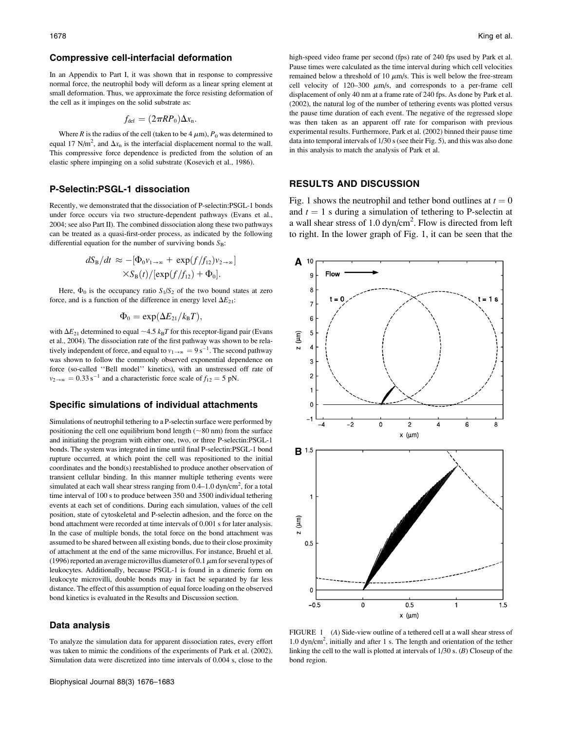### Compressive cell-interfacial deformation

In an Appendix to Part I, it was shown that in response to compressive normal force, the neutrophil body will deform as a linear spring element at small deformation. Thus, we approximate the force resisting deformation of the cell as it impinges on the solid substrate as:

$$f_{\text{def}} = (2\pi R P_0)\Delta x_n.$$

Where $R$ is the radius of the cell (taken to be 4 $\mu$m), $P_0$ was determined to equal 17 N/m$^2$, and $\Delta x_n$ is the interfacial displacement normal to the wall. This compressive force dependence is predicted from the solution of an elastic sphere impinging on a solid substrate (Kosevich et al., 1986).

### P-Selectin:PSGL-1 dissociation

Recently, we demonstrated that the dissociation of P-selectin:PSGL-1 bonds under force occurs via two structure-dependent pathways (Evans et al., 2004; see also Part II). The combined dissociation along these two pathways can be treated as a quasi-first-order process, as indicated by the following differential equation for the number of surviving bonds $S_B$:

$$dS_B/dt \approx -[\Phi_0 v_{1\rightarrow\infty} + \exp(f/f_{12})v_{2\rightarrow\infty}] \times S_B(t)/[\exp(f/f_{12}) + \Phi_0].$$

Here, $\Phi_0$ is the occupancy ratio $S_1/S_2$ of the two bound states at zero force, and is a function of the difference in energy level $\Delta E_{21}$:

$$\Phi_0 = \exp(\Delta E_{21}/k_B T),$$

with $\Delta E_{21}$ determined to equal ~4.5 $k_BT$ for this receptor-ligand pair (Evans et al., 2004). The dissociation rate of the first pathway was shown to be relatively independent of force, and equal to $v_{1\rightarrow\infty} = 9\ \text{s}^{-1}$. The second pathway was shown to follow the commonly observed exponential dependence on force (so-called ''Bell model'' kinetics), with an unstressed off rate of $v_{2\rightarrow\infty} = 0.33\ \text{s}^{-1}$ and a characteristic force scale of $f_{12} = 5$ pN.

### Specific simulations of individual attachments

Simulations of neutrophil tethering to a P-selectin surface were performed by positioning the cell one equilibrium bond length (~80 nm) from the surface and initiating the program with either one, two, or three P-selectin:PSGL-1 bonds. The system was integrated in time until final P-selectin:PSGL-1 bond rupture occurred, at which point the cell was repositioned to the initial coordinates and the bond(s) reestablished to produce another observation of transient cellular binding. In this manner multiple tethering events were simulated at each wall shear stress ranging from 0.4–1.0 dyn/cm$^2$, for a total time interval of 100 s to produce between 350 and 3500 individual tethering events at each set of conditions. During each simulation, values of the cell position, state of cytoskeletal and P-selectin adhesion, and the force on the bond attachment were recorded at time intervals of 0.001 s for later analysis. In the case of multiple bonds, the total force on the bond attachment was assumed to be shared between all existing bonds, due to their close proximity of attachment at the end of the same microvillus. For instance, Bruehl et al. (1996) reported an average microvillus diameter of 0.1 $\mu$m for several types of leukocytes. Additionally, because PSGL-1 is found in a dimeric form on leukocyte microvilli, double bonds may in fact be separated by far less distance. The effect of this assumption of equal force loading on the observed bond kinetics is evaluated in the Results and Discussion section.

### Data analysis

To analyze the simulation data for apparent dissociation rates, every effort was taken to mimic the conditions of the experiments of Park et al. (2002). Simulation data were discretized into time intervals of 0.004 s, close to the high-speed video frame per second (fps) rate of 240 fps used by Park et al. Pause times were calculated as the time interval during which cell velocities remained below a threshold of 10 $\mu$m/s. This is well below the free-stream cell velocity of 120–300 $\mu$m/s, and corresponds to a per-frame cell displacement of only 40 nm at a frame rate of 240 fps. As done by Park et al. (2002), the natural log of the number of tethering events was plotted versus the pause time duration of each event. The negative of the regressed slope was then taken as an apparent off rate for comparison with previous experimental results. Furthermore, Park et al. (2002) binned their pause time data into temporal intervals of 1/30 s (see their Fig. 5), and this was also done in this analysis to match the analysis of Park et al.

## RESULTS AND DISCUSSION

Fig. 1 shows the neutrophil and tether bond outlines at $t = 0$ and $t = 1$ s during a simulation of tethering to P-selectin at a wall shear stress of 1.0 dyn/cm$^2$. Flow is directed from left to right. In the lower graph of Fig. 1, it can be seen that the

FIGURE 1 (*A*) Side-view outline of a tethered cell at a wall shear stress of 1.0 dyn/cm$^2$, initially and after 1 s. The length and orientation of the tether linking the cell to the wall is plotted at intervals of 1/30 s. (*B*) Closeup of the bond region.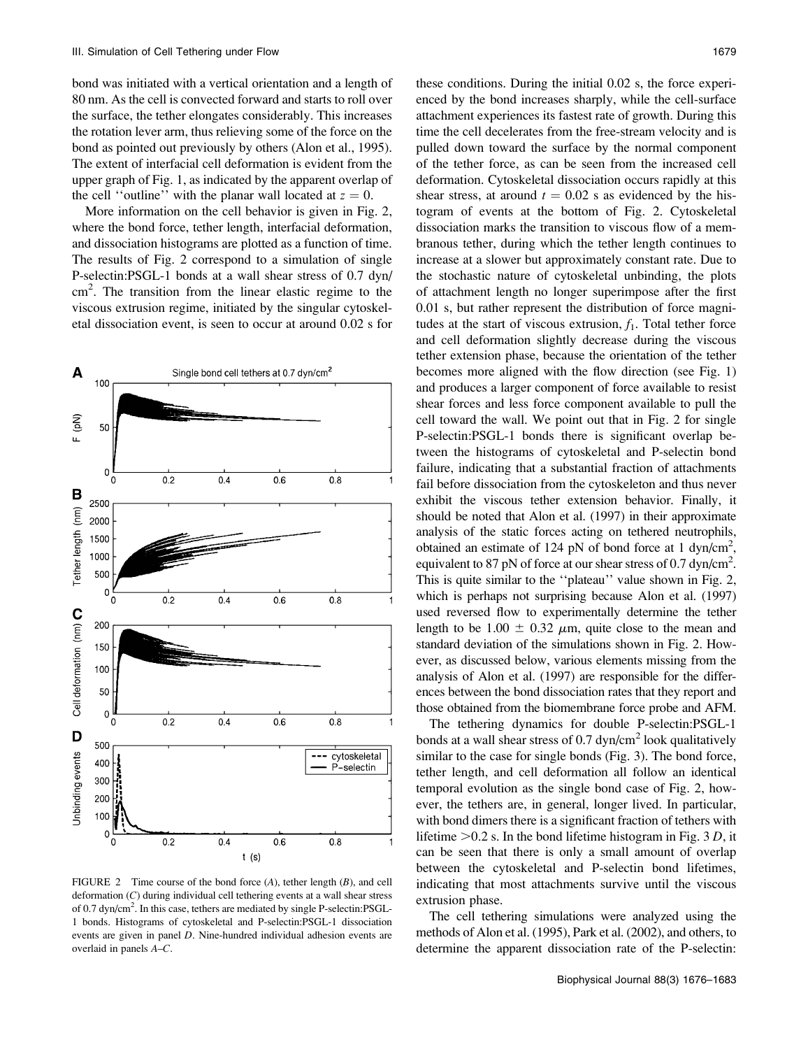bond was initiated with a vertical orientation and a length of 80 nm. As the cell is convected forward and starts to roll over the surface, the tether elongates considerably. This increases the rotation lever arm, thus relieving some of the force on the bond as pointed out previously by others (Alon et al., 1995). The extent of interfacial cell deformation is evident from the upper graph of Fig. 1, as indicated by the apparent overlap of the cell ''outline'' with the planar wall located at $z = 0$.

More information on the cell behavior is given in Fig. 2, where the bond force, tether length, interfacial deformation, and dissociation histograms are plotted as a function of time. The results of Fig. 2 correspond to a simulation of single P-selectin:PSGL-1 bonds at a wall shear stress of 0.7 dyn/cm$^2$. The transition from the linear elastic regime to the viscous extrusion regime, initiated by the singular cytoskeletal dissociation event, is seen to occur at around 0.02 s for these conditions. During the initial 0.02 s, the force experienced by the bond increases sharply, while the cell-surface attachment experiences its fastest rate of growth. During this time the cell decelerates from the free-stream velocity and is pulled down toward the surface by the normal component of the tether force, as can be seen from the increased cell deformation. Cytoskeletal dissociation occurs rapidly at this shear stress, at around $t = 0.02$ s as evidenced by the histogram of events at the bottom of Fig. 2. Cytoskeletal dissociation marks the transition to viscous flow of a membranous tether, during which the tether length continues to increase at a slower but approximately constant rate. Due to the stochastic nature of cytoskeletal unbinding, the plots of attachment length no longer superimpose after the first 0.01 s, but rather represent the distribution of force magnitudes at the start of viscous extrusion, $f_1$. Total tether force and cell deformation slightly decrease during the viscous tether extension phase, because the orientation of the tether becomes more aligned with the flow direction (see Fig. 1) and produces a larger component of force available to resist shear forces and less force component available to pull the cell toward the wall. We point out that in Fig. 2 for single P-selectin:PSGL-1 bonds there is significant overlap between the histograms of cytoskeletal and P-selectin bond failure, indicating that a substantial fraction of attachments fail before dissociation from the cytoskeleton and thus never exhibit the viscous tether extension behavior. Finally, it should be noted that Alon et al. (1997) in their approximate analysis of the static forces acting on tethered neutrophils, obtained an estimate of 124 pN of bond force at 1 dyn/cm$^2$, equivalent to 87 pN of force at our shear stress of 0.7 dyn/cm$^2$. This is quite similar to the ''plateau'' value shown in Fig. 2, which is perhaps not surprising because Alon et al. (1997) used reversed flow to experimentally determine the tether length to be $1.00 \pm 0.32$ $\mu$m, quite close to the mean and standard deviation of the simulations shown in Fig. 2. However, as discussed below, various elements missing from the analysis of Alon et al. (1997) are responsible for the differences between the bond dissociation rates that they report and those obtained from the biomembrane force probe and AFM.

FIGURE 2 Time course of the bond force (*A*), tether length (*B*), and cell deformation (*C*) during individual cell tethering events at a wall shear stress of 0.7 dyn/cm$^2$. In this case, tethers are mediated by single P-selectin:PSGL-1 bonds. Histograms of cytoskeletal and P-selectin:PSGL-1 dissociation events are given in panel *D*. Nine-hundred individual adhesion events are overlaid in panels *A*–*C*.

The tethering dynamics for double P-selectin:PSGL-1 bonds at a wall shear stress of 0.7 dyn/cm$^2$ look qualitatively similar to the case for single bonds (Fig. 3). The bond force, tether length, and cell deformation all follow an identical temporal evolution as the single bond case of Fig. 2, however, the tethers are, in general, longer lived. In particular, with bond dimers there is a significant fraction of tethers with lifetime >0.2 s. In the bond lifetime histogram in Fig. 3 *D*, it can be seen that there is only a small amount of overlap between the cytoskeletal and P-selectin bond lifetimes, indicating that most attachments survive until the viscous extrusion phase.

The cell tethering simulations were analyzed using the methods of Alon et al. (1995), Park et al. (2002), and others, to determine the apparent dissociation rate of the P-selectin: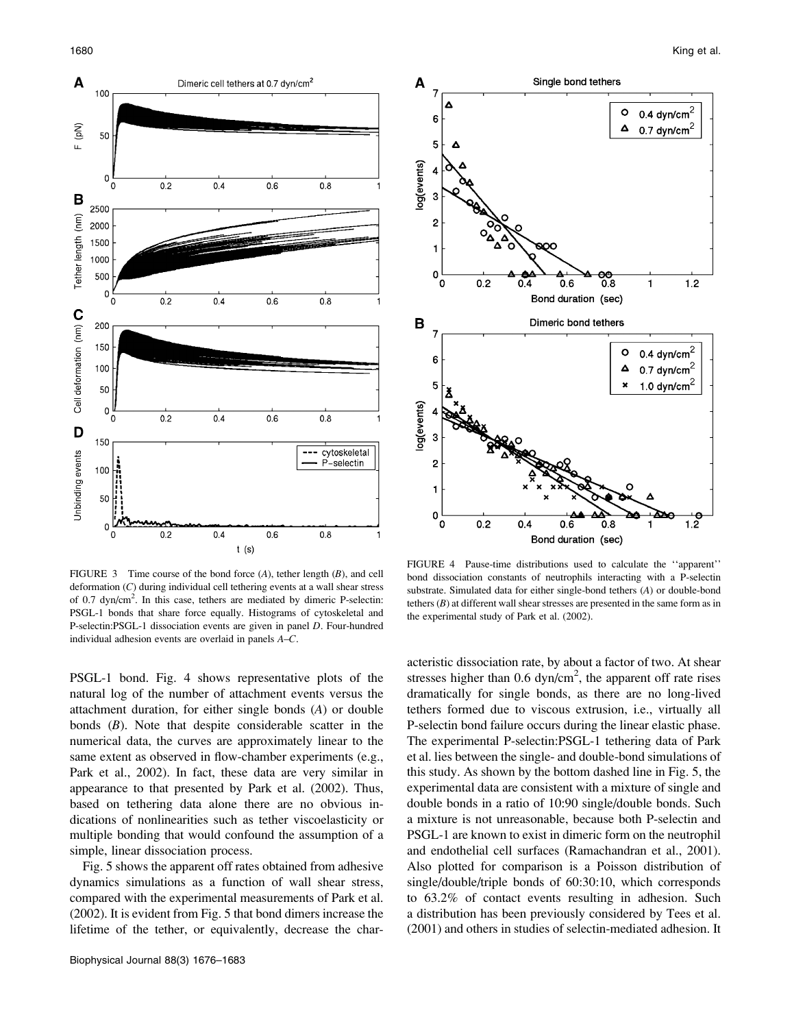FIGURE 3 Time course of the bond force (*A*), tether length (*B*), and cell deformation (*C*) during individual cell tethering events at a wall shear stress of 0.7 dyn/cm$^2$. In this case, tethers are mediated by dimeric P-selectin: PSGL-1 bonds that share force equally. Histograms of cytoskeletal and P-selectin:PSGL-1 dissociation events are given in panel *D*. Four-hundred individual adhesion events are overlaid in panels *A*–*C*.

FIGURE 4 Pause-time distributions used to calculate the ''apparent'' bond dissociation constants of neutrophils interacting with a P-selectin substrate. Simulated data for either single-bond tethers (*A*) or double-bond tethers (*B*) at different wall shear stresses are presented in the same form as in the experimental study of Park et al. (2002).

PSGL-1 bond. Fig. 4 shows representative plots of the natural log of the number of attachment events versus the attachment duration, for either single bonds (*A*) or double bonds (*B*). Note that despite considerable scatter in the numerical data, the curves are approximately linear to the same extent as observed in flow-chamber experiments (e.g., Park et al., 2002). In fact, these data are very similar in appearance to that presented by Park et al. (2002). Thus, based on tethering data alone there are no obvious indications of nonlinearities such as tether viscoelasticity or multiple bonding that would confound the assumption of a simple, linear dissociation process.

Fig. 5 shows the apparent off rates obtained from adhesive dynamics simulations as a function of wall shear stress, compared with the experimental measurements of Park et al. (2002). It is evident from Fig. 5 that bond dimers increase the lifetime of the tether, or equivalently, decrease the characteristic dissociation rate, by about a factor of two. At shear stresses higher than 0.6 dyn/cm$^2$, the apparent off rate rises dramatically for single bonds, as there are no long-lived tethers formed due to viscous extrusion, i.e., virtually all P-selectin bond failure occurs during the linear elastic phase. The experimental P-selectin:PSGL-1 tethering data of Park et al. lies between the single- and double-bond simulations of this study. As shown by the bottom dashed line in Fig. 5, the experimental data are consistent with a mixture of single and double bonds in a ratio of 10:90 single/double bonds. Such a mixture is not unreasonable, because both P-selectin and PSGL-1 are known to exist in dimeric form on the neutrophil and endothelial cell surfaces (Ramachandran et al., 2001). Also plotted for comparison is a Poisson distribution of single/double/triple bonds of 60:30:10, which corresponds to 63.2% of contact events resulting in adhesion. Such a distribution has been previously considered by Tees et al. (2001) and others in studies of selectin-mediated adhesion. It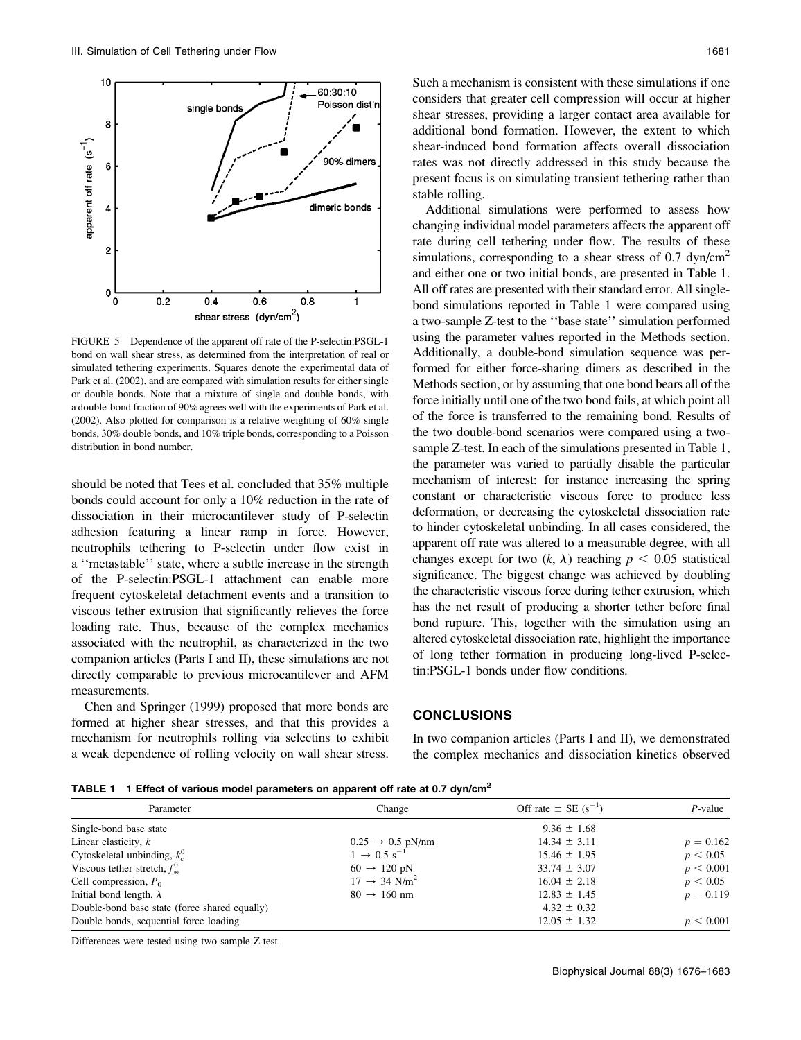10

8

6

4

2

0

0 0.2 0.4 0.6 0.8 1

shear stress (dyn/cm$^2$)

apparent off rate (s$^{-1}$)

single bonds

60:30:10 Poisson dist'n

90% dimers

dimeric bonds

FIGURE 5 Dependence of the apparent off rate of the P-selectin:PSGL-1 bond on wall shear stress, as determined from the interpretation of real or simulated tethering experiments. Squares denote the experimental data of Park et al. (2002), and are compared with simulation results for either single or double bonds. Note that a mixture of single and double bonds, with a double-bond fraction of 90% agrees well with the experiments of Park et al. (2002). Also plotted for comparison is a relative weighting of 60% single bonds, 30% double bonds, and 10% triple bonds, corresponding to a Poisson distribution in bond number.

should be noted that Tees et al. concluded that 35% multiple bonds could account for only a 10% reduction in the rate of dissociation in their microcantilever study of P-selectin adhesion featuring a linear ramp in force. However, neutrophils tethering to P-selectin under flow exist in a ''metastable'' state, where a subtle increase in the strength of the P-selectin:PSGL-1 attachment can enable more frequent cytoskeletal detachment events and a transition to viscous tether extrusion that significantly relieves the force loading rate. Thus, because of the complex mechanics associated with the neutrophil, as characterized in the two companion articles (Parts I and II), these simulations are not directly comparable to previous microcantilever and AFM measurements.

Chen and Springer (1999) proposed that more bonds are formed at higher shear stresses, and that this provides a mechanism for neutrophils rolling via selectins to exhibit a weak dependence of rolling velocity on wall shear stress. Such a mechanism is consistent with these simulations if one considers that greater cell compression will occur at higher shear stresses, providing a larger contact area available for additional bond formation. However, the extent to which shear-induced bond formation affects overall dissociation rates was not directly addressed in this study because the present focus is on simulating transient tethering rather than stable rolling.

Additional simulations were performed to assess how changing individual model parameters affects the apparent off rate during cell tethering under flow. The results of these simulations, corresponding to a shear stress of 0.7 dyn/cm$^2$ and either one or two initial bonds, are presented in Table 1. All off rates are presented with their standard error. All single-bond simulations reported in Table 1 were compared using a two-sample Z-test to the ''base state'' simulation performed using the parameter values reported in the Methods section. Additionally, a double-bond simulation sequence was performed for either force-sharing dimers as described in the Methods section, or by assuming that one bond bears all of the force initially until one of the two bond fails, at which point all of the force is transferred to the remaining bond. Results of the two double-bond scenarios were compared using a two-sample Z-test. In each of the simulations presented in Table 1, the parameter was varied to partially disable the particular mechanism of interest: for instance increasing the spring constant or characteristic viscous force to produce less deformation, or decreasing the cytoskeletal dissociation rate to hinder cytoskeletal unbinding. In all cases considered, the apparent off rate was altered to a measurable degree, with all changes except for two ($k$, $\lambda$) reaching $p < 0.05$ statistical significance. The biggest change was achieved by doubling the characteristic viscous force during tether extrusion, which has the net result of producing a shorter tether before final bond rupture. This, together with the simulation using an altered cytoskeletal dissociation rate, highlight the importance of long tether formation in producing long-lived P-selectin:PSGL-1 bonds under flow conditions.

## CONCLUSIONS

In two companion articles (Parts I and II), we demonstrated the complex mechanics and dissociation kinetics observed

**TABLE 1 1 Effect of various model parameters on apparent off rate at 0.7 dyn/cm$^2$**

| Parameter | Change | Off rate ± SE (s$^{-1}$) | $P$-value |
|---|---|---|---|
| Single-bond base state | | 9.36 ± 1.68 | |
| Linear elasticity, $k$ | 0.25 → 0.5 pN/nm | 14.34 ± 3.11 | $p = 0.162$ |
| Cytoskeletal unbinding, $k_c^0$ | 1 → 0.5 s$^{-1}$ | 15.46 ± 1.95 | $p < 0.05$ |
| Viscous tether stretch, $f_\infty^0$ | 60 → 120 pN | 33.74 ± 3.07 | $p < 0.001$ |
| Cell compression, $P_0$ | 17 → 34 N/m$^2$ | 16.04 ± 2.18 | $p < 0.05$ |
| Initial bond length, $\lambda$ | 80 → 160 nm | 12.83 ± 1.45 | $p = 0.119$ |
| Double-bond base state (force shared equally) | | 4.32 ± 0.32 | |
| Double bonds, sequential force loading | | 12.05 ± 1.32 | $p < 0.001$ |

Differences were tested using two-sample Z-test.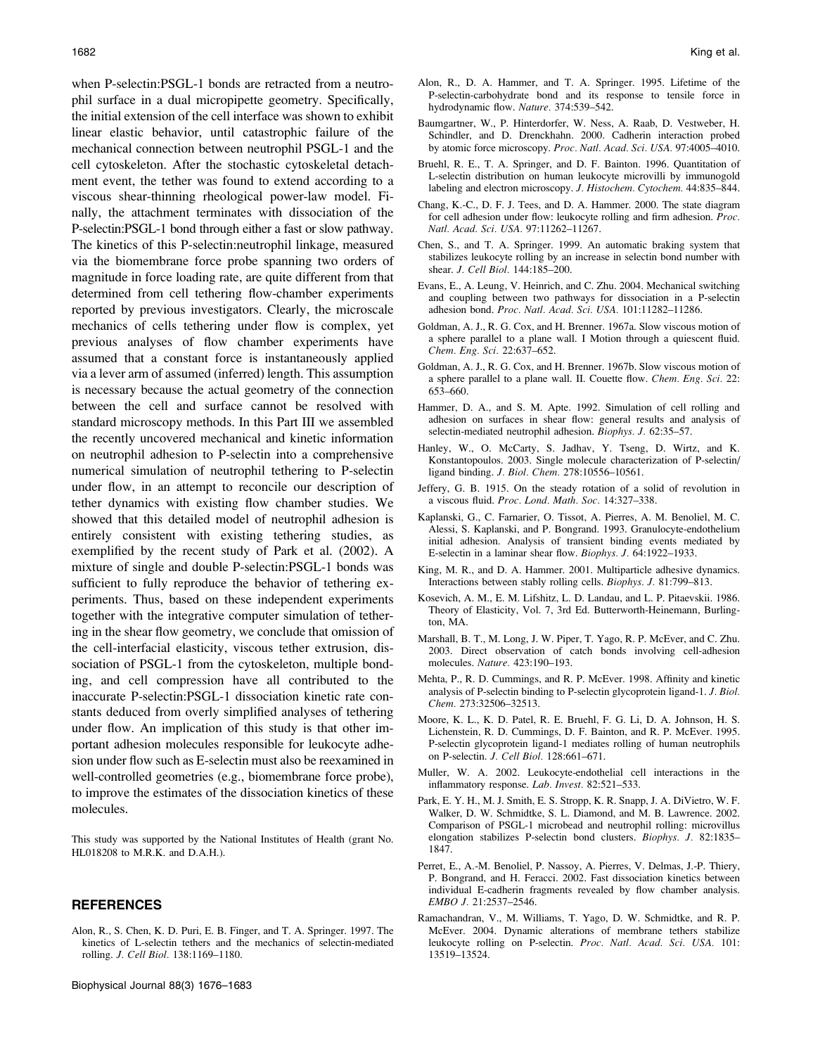when P-selectin:PSGL-1 bonds are retracted from a neutrophil surface in a dual micropipette geometry. Specifically, the initial extension of the cell interface was shown to exhibit linear elastic behavior, until catastrophic failure of the mechanical connection between neutrophil PSGL-1 and the cell cytoskeleton. After the stochastic cytoskeletal detachment event, the tether was found to extend according to a viscous shear-thinning rheological power-law model. Finally, the attachment terminates with dissociation of the P-selectin:PSGL-1 bond through either a fast or slow pathway. The kinetics of this P-selectin:neutrophil linkage, measured via the biomembrane force probe spanning two orders of magnitude in force loading rate, are quite different from that determined from cell tethering flow-chamber experiments reported by previous investigators. Clearly, the microscale mechanics of cells tethering under flow is complex, yet previous analyses of flow chamber experiments have assumed that a constant force is instantaneously applied via a lever arm of assumed (inferred) length. This assumption is necessary because the actual geometry of the connection between the cell and surface cannot be resolved with standard microscopy methods. In this Part III we assembled the recently uncovered mechanical and kinetic information on neutrophil adhesion to P-selectin into a comprehensive numerical simulation of neutrophil tethering to P-selectin under flow, in an attempt to reconcile our description of tether dynamics with existing flow chamber studies. We showed that this detailed model of neutrophil adhesion is entirely consistent with existing tethering studies, as exemplified by the recent study of Park et al. (2002). A mixture of single and double P-selectin:PSGL-1 bonds was sufficient to fully reproduce the behavior of tethering experiments. Thus, based on these independent experiments together with the integrative computer simulation of tethering in the shear flow geometry, we conclude that omission of the cell-interfacial elasticity, viscous tether extrusion, dissociation of PSGL-1 from the cytoskeleton, multiple bonding, and cell compression have all contributed to the inaccurate P-selectin:PSGL-1 dissociation kinetic rate constants deduced from overly simplified analyses of tethering under flow. An implication of this study is that other important adhesion molecules responsible for leukocyte adhesion under flow such as E-selectin must also be reexamined in well-controlled geometries (e.g., biomembrane force probe), to improve the estimates of the dissociation kinetics of these molecules.

This study was supported by the National Institutes of Health (grant No. HL018208 to M.R.K. and D.A.H.).

## REFERENCES

Alon, R., S. Chen, K. D. Puri, E. B. Finger, and T. A. Springer. 1997. The kinetics of L-selectin tethers and the mechanics of selectin-mediated rolling. *J. Cell Biol.* 138:1169–1180.

Alon, R., D. A. Hammer, and T. A. Springer. 1995. Lifetime of the P-selectin-carbohydrate bond and its response to tensile force in hydrodynamic flow. *Nature.* 374:539–542.

Baumgartner, W., P. Hinterdorfer, W. Ness, A. Raab, D. Vestweber, H. Schindler, and D. Drenckhahn. 2000. Cadherin interaction probed by atomic force microscopy. *Proc. Natl. Acad. Sci. USA.* 97:4005–4010.

Bruehl, R. E., T. A. Springer, and D. F. Bainton. 1996. Quantitation of L-selectin distribution on human leukocyte microvilli by immunogold labeling and electron microscopy. *J. Histochem. Cytochem.* 44:835–844.

Chang, K.-C., D. F. J. Tees, and D. A. Hammer. 2000. The state diagram for cell adhesion under flow: leukocyte rolling and firm adhesion. *Proc. Natl. Acad. Sci. USA.* 97:11262–11267.

Chen, S., and T. A. Springer. 1999. An automatic braking system that stabilizes leukocyte rolling by an increase in selectin bond number with shear. *J. Cell Biol.* 144:185–200.

Evans, E., A. Leung, V. Heinrich, and C. Zhu. 2004. Mechanical switching and coupling between two pathways for dissociation in a P-selectin adhesion bond. *Proc. Natl. Acad. Sci. USA.* 101:11282–11286.

Goldman, A. J., R. G. Cox, and H. Brenner. 1967a. Slow viscous motion of a sphere parallel to a plane wall. I Motion through a quiescent fluid. *Chem. Eng. Sci.* 22:637–652.

Goldman, A. J., R. G. Cox, and H. Brenner. 1967b. Slow viscous motion of a sphere parallel to a plane wall. II. Couette flow. *Chem. Eng. Sci.* 22: 653–660.

Hammer, D. A., and S. M. Apte. 1992. Simulation of cell rolling and adhesion on surfaces in shear flow: general results and analysis of selectin-mediated neutrophil adhesion. *Biophys. J.* 62:35–57.

Hanley, W., O. McCarty, S. Jadhav, Y. Tseng, D. Wirtz, and K. Konstantopoulos. 2003. Single molecule characterization of P-selectin/ligand binding. *J. Biol. Chem.* 278:10556–10561.

Jeffery, G. B. 1915. On the steady rotation of a solid of revolution in a viscous fluid. *Proc. Lond. Math. Soc.* 14:327–338.

Kaplanski, G., C. Farnarier, O. Tissot, A. Pierres, A. M. Benoliel, M. C. Alessi, S. Kaplanski, and P. Bongrand. 1993. Granulocyte-endothelium initial adhesion. Analysis of transient binding events mediated by E-selectin in a laminar shear flow. *Biophys. J.* 64:1922–1933.

King, M. R., and D. A. Hammer. 2001. Multiparticle adhesive dynamics. Interactions between stably rolling cells. *Biophys. J.* 81:799–813.

Kosevich, A. M., E. M. Lifshitz, L. D. Landau, and L. P. Pitaevskii. 1986. Theory of Elasticity, Vol. 7, 3rd Ed. Butterworth-Heinemann, Burlington, MA.

Marshall, B. T., M. Long, J. W. Piper, T. Yago, R. P. McEver, and C. Zhu. 2003. Direct observation of catch bonds involving cell-adhesion molecules. *Nature.* 423:190–193.

Mehta, P., R. D. Cummings, and R. P. McEver. 1998. Affinity and kinetic analysis of P-selectin binding to P-selectin glycoprotein ligand-1. *J. Biol. Chem.* 273:32506–32513.

Moore, K. L., K. D. Patel, R. E. Bruehl, F. G. Li, D. A. Johnson, H. S. Lichenstein, R. D. Cummings, D. F. Bainton, and R. P. McEver. 1995. P-selectin glycoprotein ligand-1 mediates rolling of human neutrophils on P-selectin. *J. Cell Biol.* 128:661–671.

Muller, W. A. 2002. Leukocyte-endothelial cell interactions in the inflammatory response. *Lab. Invest.* 82:521–533.

Park, E. Y. H., M. J. Smith, E. S. Stropp, K. R. Snapp, J. A. DiVietro, W. F. Walker, D. W. Schmidtke, S. L. Diamond, and M. B. Lawrence. 2002. Comparison of PSGL-1 microbead and neutrophil rolling: microvillus elongation stabilizes P-selectin bond clusters. *Biophys. J.* 82:1835–1847.

Perret, E., A.-M. Benoliel, P. Nassoy, A. Pierres, V. Delmas, J.-P. Thiery, P. Bongrand, and H. Feracci. 2002. Fast dissociation kinetics between individual E-cadherin fragments revealed by flow chamber analysis. *EMBO J.* 21:2537–2546.

Ramachandran, V., M. Williams, T. Yago, D. W. Schmidtke, and R. P. McEver. 2004. Dynamic alterations of membrane tethers stabilize leukocyte rolling on P-selectin. *Proc. Natl. Acad. Sci. USA.* 101: 13519–13524.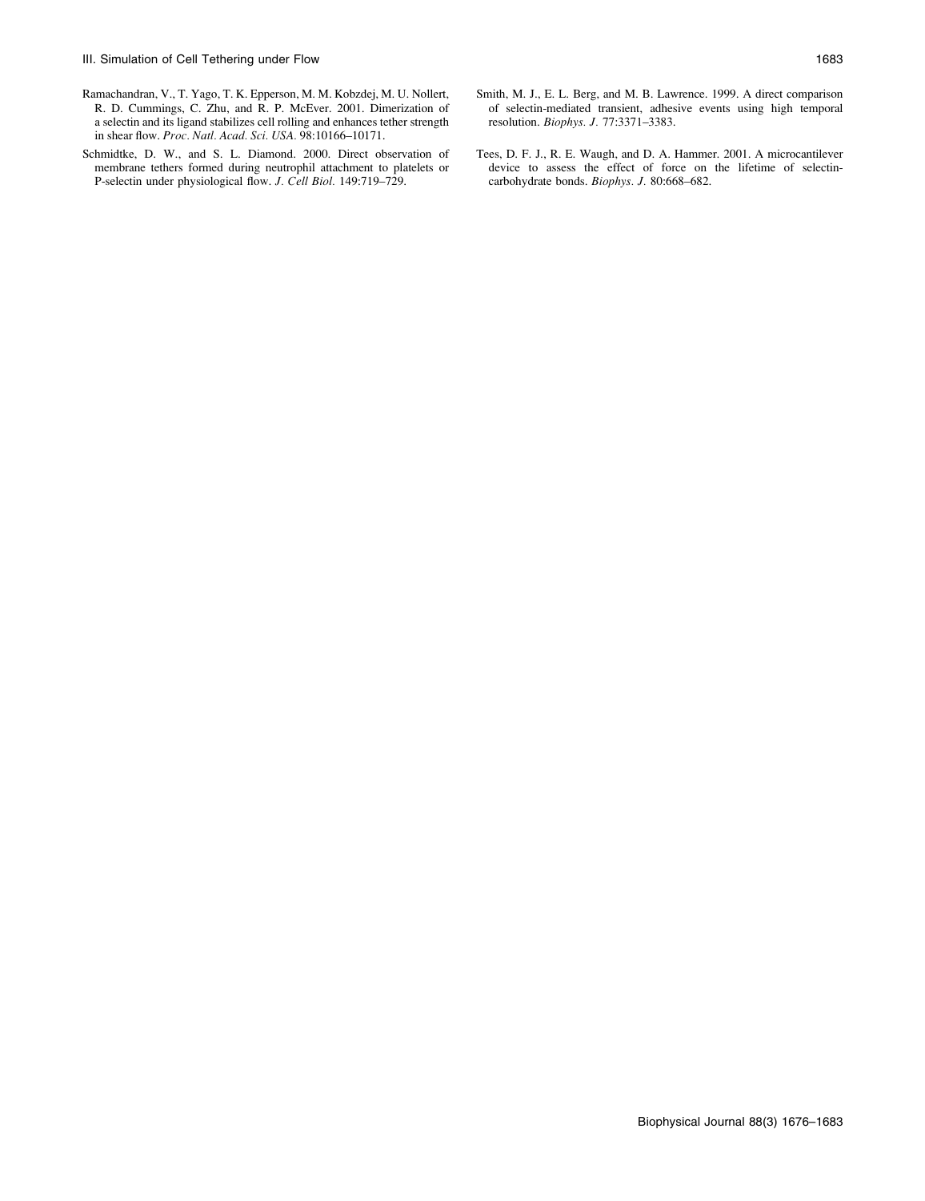Ramachandran, V., T. Yago, T. K. Epperson, M. M. Kobzdej, M. U. Nollert, R. D. Cummings, C. Zhu, and R. P. McEver. 2001. Dimerization of a selectin and its ligand stabilizes cell rolling and enhances tether strength in shear flow. *Proc. Natl. Acad. Sci. USA*. 98:10166–10171.

Schmidtke, D. W., and S. L. Diamond. 2000. Direct observation of membrane tethers formed during neutrophil attachment to platelets or P-selectin under physiological flow. *J. Cell Biol.* 149:719–729.

Smith, M. J., E. L. Berg, and M. B. Lawrence. 1999. A direct comparison of selectin-mediated transient, adhesive events using high temporal resolution. *Biophys. J.* 77:3371–3383.

Tees, D. F. J., R. E. Waugh, and D. A. Hammer. 2001. A microcantilever device to assess the effect of force on the lifetime of selectin-carbohydrate bonds. *Biophys. J.* 80:668–682.